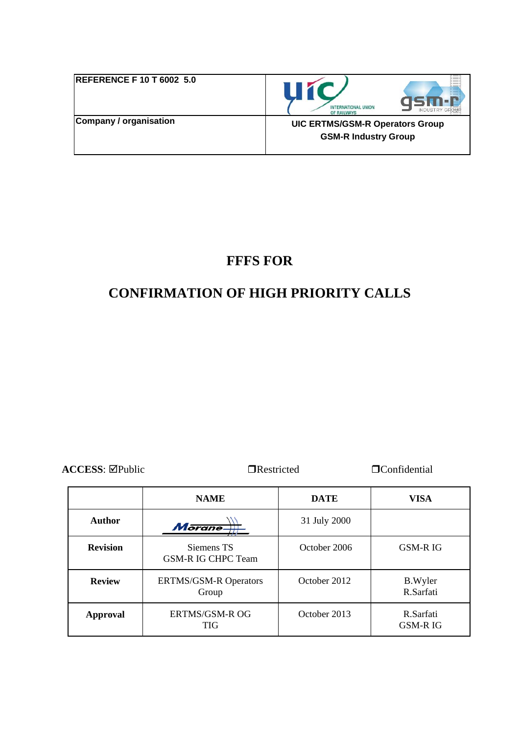| REFERENCE F 10 T 6002 5.0 | |
|---|---|
| Company / organisation | UIC ERTMS/GSM-R Operators Group<br>GSM-R Industry Group |

# FFFS FOR

# CONFIRMATION OF HIGH PRIORITY CALLS

**ACCESS**: ☑Public ❒Restricted ❒Confidential

| | NAME | DATE | VISA |
|---|---|---|---|
| **Author** | Morane | 31 July 2000 | |
| **Revision** | Siemens TS<br>GSM-R IG CHPC Team | October 2006 | GSM-R IG |
| **Review** | ERTMS/GSM-R Operators Group | October 2012 | B.Wyler<br>R.Sarfati |
| **Approval** | ERTMS/GSM-R OG<br>TIG | October 2013 | R.Sarfati<br>GSM-R IG |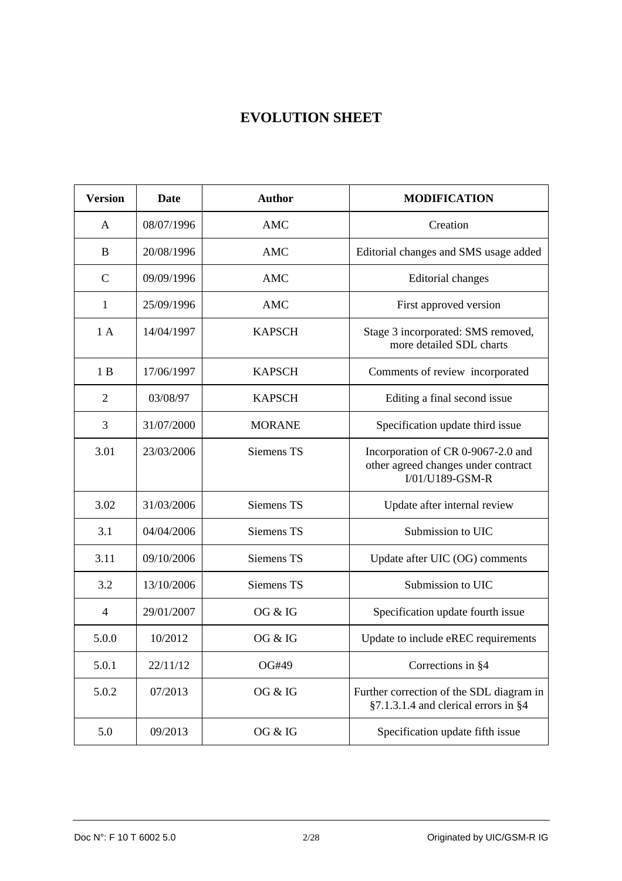# EVOLUTION SHEET

| Version | Date | Author | MODIFICATION |
|---|---|---|---|
| A | 08/07/1996 | AMC | Creation |
| B | 20/08/1996 | AMC | Editorial changes and SMS usage added |
| C | 09/09/1996 | AMC | Editorial changes |
| 1 | 25/09/1996 | AMC | First approved version |
| 1 A | 14/04/1997 | KAPSCH | Stage 3 incorporated: SMS removed, more detailed SDL charts |
| 1 B | 17/06/1997 | KAPSCH | Comments of review incorporated |
| 2 | 03/08/97 | KAPSCH | Editing a final second issue |
| 3 | 31/07/2000 | MORANE | Specification update third issue |
| 3.01 | 23/03/2006 | Siemens TS | Incorporation of CR 0-9067-2.0 and other agreed changes under contract I/01/U189-GSM-R |
| 3.02 | 31/03/2006 | Siemens TS | Update after internal review |
| 3.1 | 04/04/2006 | Siemens TS | Submission to UIC |
| 3.11 | 09/10/2006 | Siemens TS | Update after UIC (OG) comments |
| 3.2 | 13/10/2006 | Siemens TS | Submission to UIC |
| 4 | 29/01/2007 | OG & IG | Specification update fourth issue |
| 5.0.0 | 10/2012 | OG & IG | Update to include eREC requirements |
| 5.0.1 | 22/11/12 | OG#49 | Corrections in §4 |
| 5.0.2 | 07/2013 | OG & IG | Further correction of the SDL diagram in §7.1.3.1.4 and clerical errors in §4 |
| 5.0 | 09/2013 | OG & IG | Specification update fifth issue |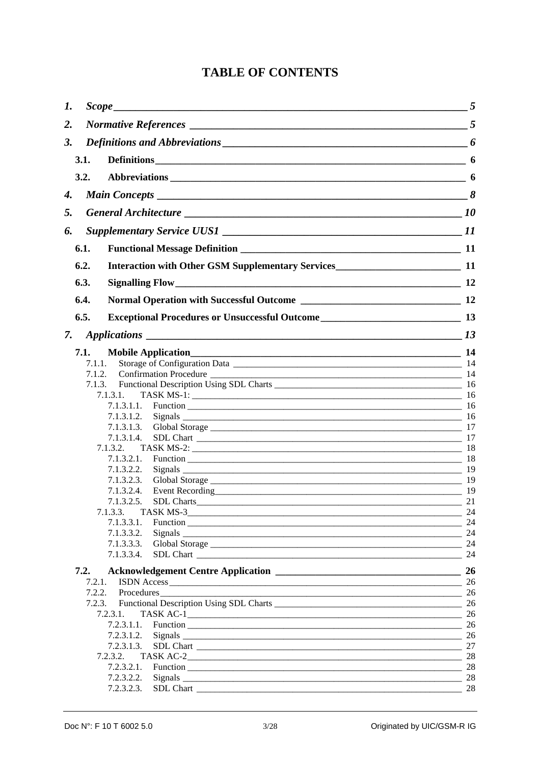# TABLE OF CONTENTS

*1. Scope* ___ *5*

*2. Normative References* ___ *5*

*3. Definitions and Abbreviations* ___ *6*

**3.1. Definitions** ___ **6**

**3.2. Abbreviations** ___ **6**

*4. Main Concepts* ___ *8*

*5. General Architecture* ___ *10*

*6. Supplementary Service UUS1* ___ *11*

**6.1. Functional Message Definition** ___ **11**

**6.2. Interaction with Other GSM Supplementary Services** ___ **11**

**6.3. Signalling Flow** ___ **12**

**6.4. Normal Operation with Successful Outcome** ___ **12**

**6.5. Exceptional Procedures or Unsuccessful Outcome** ___ **13**

*7. Applications* ___ *13*

**7.1. Mobile Application** ___ **14**

7.1.1. Storage of Configuration Data ___ 14

7.1.2. Confirmation Procedure ___ 14

7.1.3. Functional Description Using SDL Charts ___ 16

7.1.3.1. TASK MS-1: ___ 16

7.1.3.1.1. Function ___ 16

7.1.3.1.2. Signals ___ 16

7.1.3.1.3. Global Storage ___ 17

7.1.3.1.4. SDL Chart ___ 17

7.1.3.2. TASK MS-2: ___ 18

7.1.3.2.1. Function ___ 18

7.1.3.2.2. Signals ___ 19

7.1.3.2.3. Global Storage ___ 19

7.1.3.2.4. Event Recording ___ 19

7.1.3.2.5. SDL Charts ___ 21

7.1.3.3. TASK MS-3 ___ 24

7.1.3.3.1. Function ___ 24

7.1.3.3.2. Signals ___ 24

7.1.3.3.3. Global Storage ___ 24

7.1.3.3.4. SDL Chart ___ 24

**7.2. Acknowledgement Centre Application** ___ **26**

7.2.1. ISDN Access ___ 26

7.2.2. Procedures ___ 26

7.2.3. Functional Description Using SDL Charts ___ 26

7.2.3.1. TASK AC-1 ___ 26

7.2.3.1.1. Function ___ 26

7.2.3.1.2. Signals ___ 26

7.2.3.1.3. SDL Chart ___ 27

7.2.3.2. TASK AC-2 ___ 28

7.2.3.2.1. Function ___ 28

7.2.3.2.2. Signals ___ 28

7.2.3.2.3. SDL Chart ___ 28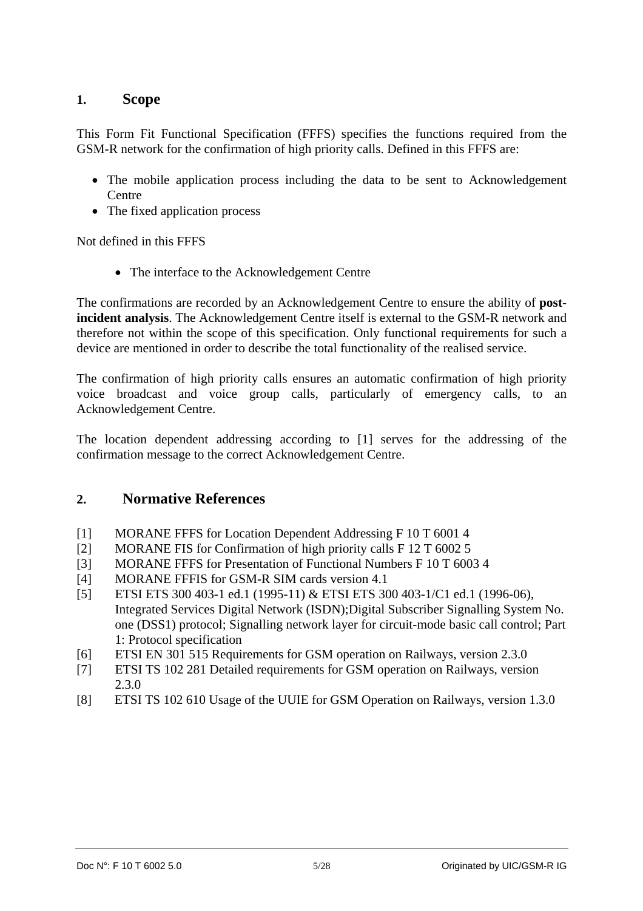## 1. Scope

This Form Fit Functional Specification (FFFS) specifies the functions required from the GSM-R network for the confirmation of high priority calls. Defined in this FFFS are:

- The mobile application process including the data to be sent to Acknowledgement Centre
- The fixed application process

Not defined in this FFFS

- The interface to the Acknowledgement Centre

The confirmations are recorded by an Acknowledgement Centre to ensure the ability of **post-incident analysis**. The Acknowledgement Centre itself is external to the GSM-R network and therefore not within the scope of this specification. Only functional requirements for such a device are mentioned in order to describe the total functionality of the realised service.

The confirmation of high priority calls ensures an automatic confirmation of high priority voice broadcast and voice group calls, particularly of emergency calls, to an Acknowledgement Centre.

The location dependent addressing according to [1] serves for the addressing of the confirmation message to the correct Acknowledgement Centre.

## 2. Normative References

[1] MORANE FFFS for Location Dependent Addressing F 10 T 6001 4

[2] MORANE FIS for Confirmation of high priority calls F 12 T 6002 5

[3] MORANE FFFS for Presentation of Functional Numbers F 10 T 6003 4

[4] MORANE FFFIS for GSM-R SIM cards version 4.1

[5] ETSI ETS 300 403-1 ed.1 (1995-11) & ETSI ETS 300 403-1/C1 ed.1 (1996-06), Integrated Services Digital Network (ISDN);Digital Subscriber Signalling System No. one (DSS1) protocol; Signalling network layer for circuit-mode basic call control; Part 1: Protocol specification

[6] ETSI EN 301 515 Requirements for GSM operation on Railways, version 2.3.0

[7] ETSI TS 102 281 Detailed requirements for GSM operation on Railways, version 2.3.0

[8] ETSI TS 102 610 Usage of the UUIE for GSM Operation on Railways, version 1.3.0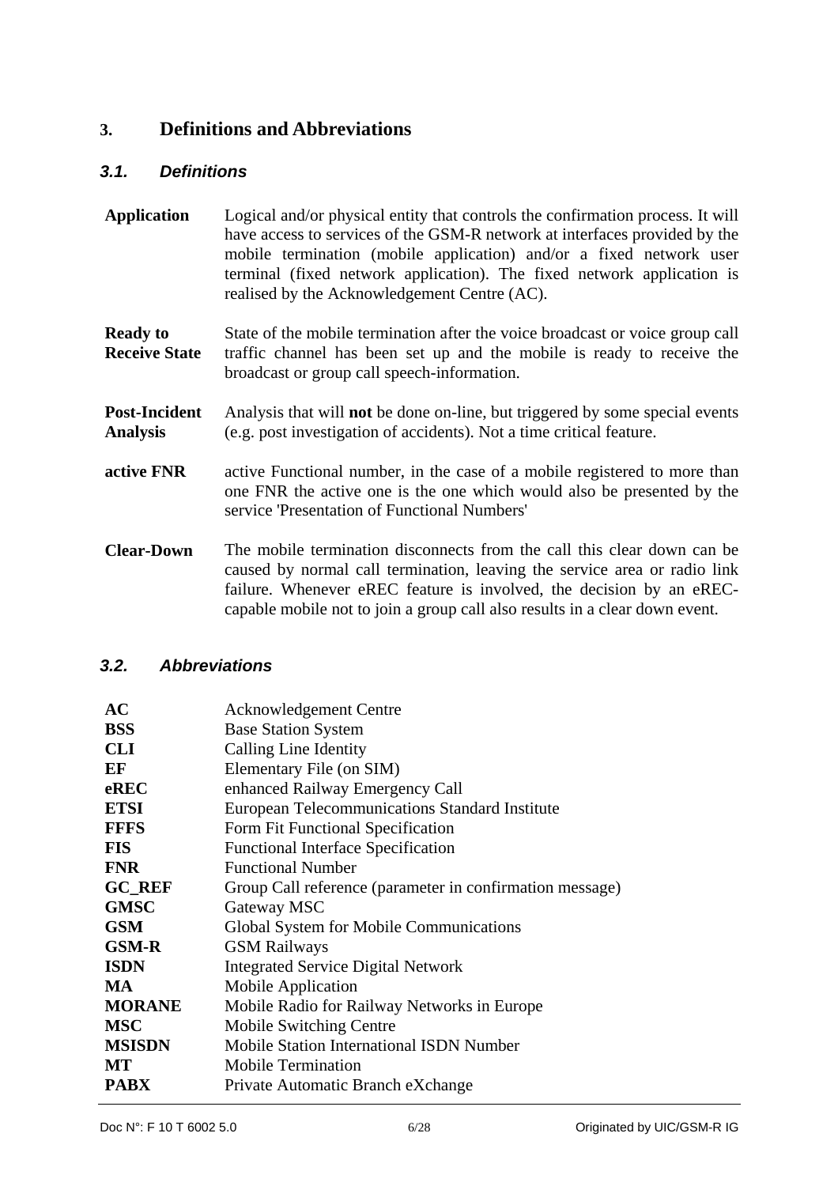## 3. Definitions and Abbreviations

### 3.1. Definitions

| | |
|---|---|
| **Application** | Logical and/or physical entity that controls the confirmation process. It will have access to services of the GSM-R network at interfaces provided by the mobile termination (mobile application) and/or a fixed network user terminal (fixed network application). The fixed network application is realised by the Acknowledgement Centre (AC). |
| **Ready to Receive State** | State of the mobile termination after the voice broadcast or voice group call traffic channel has been set up and the mobile is ready to receive the broadcast or group call speech-information. |
| **Post-Incident Analysis** | Analysis that will **not** be done on-line, but triggered by some special events (e.g. post investigation of accidents). Not a time critical feature. |
| **active FNR** | active Functional number, in the case of a mobile registered to more than one FNR the active one is the one which would also be presented by the service 'Presentation of Functional Numbers' |
| **Clear-Down** | The mobile termination disconnects from the call this clear down can be caused by normal call termination, leaving the service area or radio link failure. Whenever eREC feature is involved, the decision by an eREC-capable mobile not to join a group call also results in a clear down event. |

### 3.2. Abbreviations

| | |
|---|---|
| **AC** | Acknowledgement Centre |
| **BSS** | Base Station System |
| **CLI** | Calling Line Identity |
| **EF** | Elementary File (on SIM) |
| **eREC** | enhanced Railway Emergency Call |
| **ETSI** | European Telecommunications Standard Institute |
| **FFFS** | Form Fit Functional Specification |
| **FIS** | Functional Interface Specification |
| **FNR** | Functional Number |
| **GC_REF** | Group Call reference (parameter in confirmation message) |
| **GMSC** | Gateway MSC |
| **GSM** | Global System for Mobile Communications |
| **GSM-R** | GSM Railways |
| **ISDN** | Integrated Service Digital Network |
| **MA** | Mobile Application |
| **MORANE** | Mobile Radio for Railway Networks in Europe |
| **MSC** | Mobile Switching Centre |
| **MSISDN** | Mobile Station International ISDN Number |
| **MT** | Mobile Termination |
| **PABX** | Private Automatic Branch eXchange |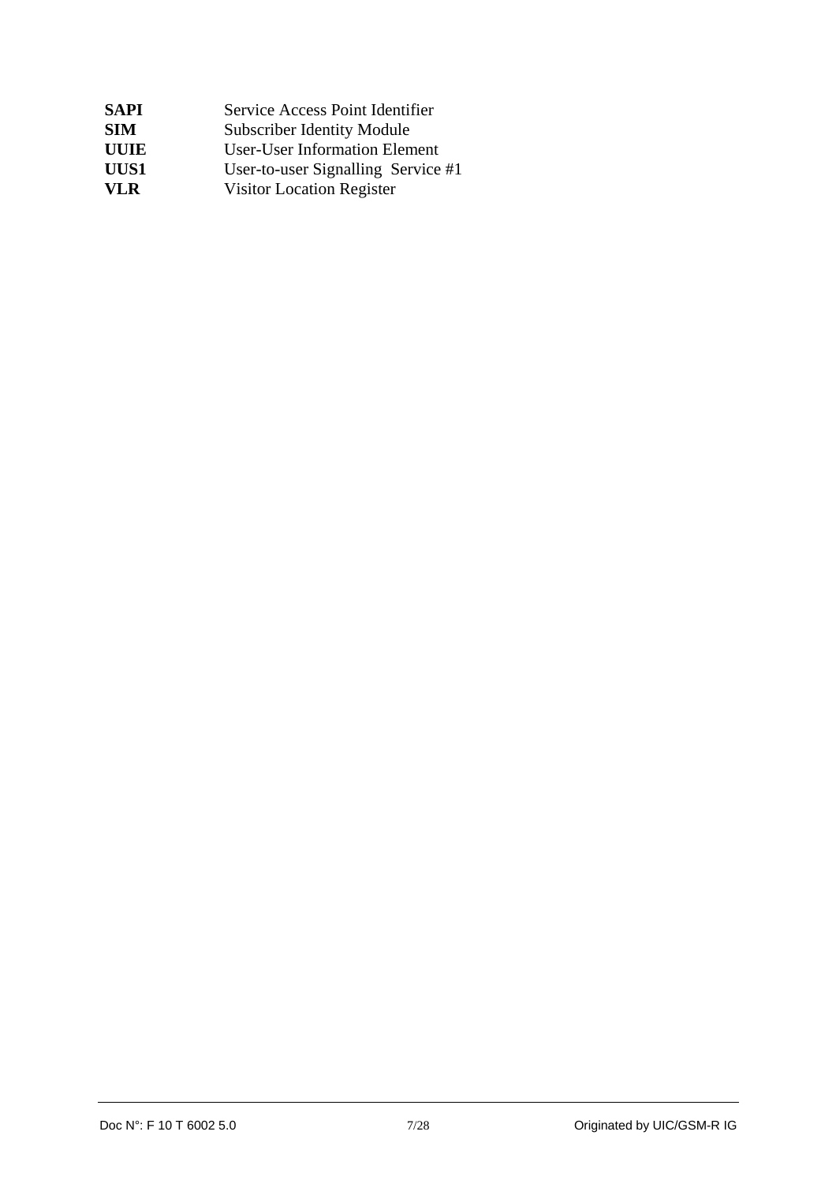| | |
|---|---|
| **SAPI** | Service Access Point Identifier |
| **SIM** | Subscriber Identity Module |
| **UUIE** | User-User Information Element |
| **UUS1** | User-to-user Signalling Service #1 |
| **VLR** | Visitor Location Register |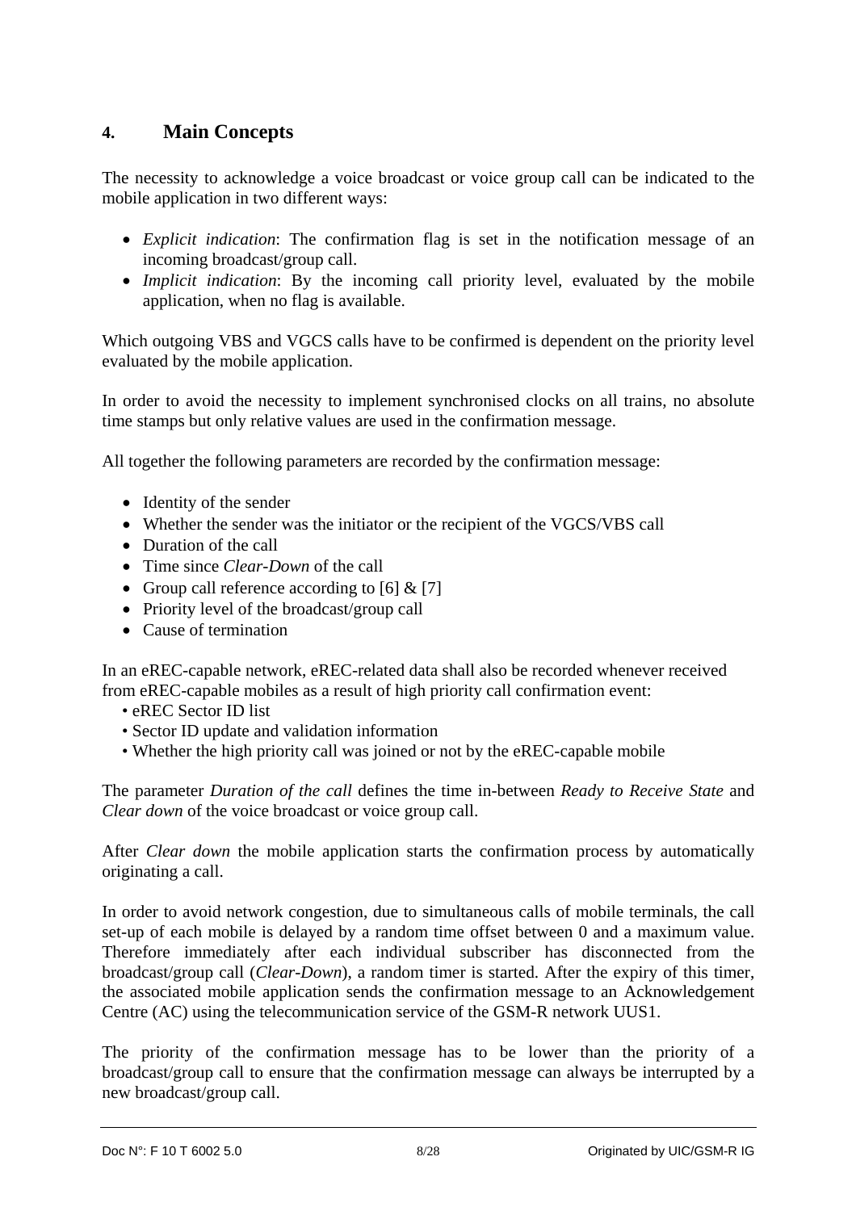# 4. Main Concepts

The necessity to acknowledge a voice broadcast or voice group call can be indicated to the mobile application in two different ways:

- *Explicit indication*: The confirmation flag is set in the notification message of an incoming broadcast/group call.
- *Implicit indication*: By the incoming call priority level, evaluated by the mobile application, when no flag is available.

Which outgoing VBS and VGCS calls have to be confirmed is dependent on the priority level evaluated by the mobile application.

In order to avoid the necessity to implement synchronised clocks on all trains, no absolute time stamps but only relative values are used in the confirmation message.

All together the following parameters are recorded by the confirmation message:

- Identity of the sender
- Whether the sender was the initiator or the recipient of the VGCS/VBS call
- Duration of the call
- Time since *Clear-Down* of the call
- Group call reference according to [6] & [7]
- Priority level of the broadcast/group call
- Cause of termination

In an eREC-capable network, eREC-related data shall also be recorded whenever received from eREC-capable mobiles as a result of high priority call confirmation event:

- eREC Sector ID list
- Sector ID update and validation information
- Whether the high priority call was joined or not by the eREC-capable mobile

The parameter *Duration of the call* defines the time in-between *Ready to Receive State* and *Clear down* of the voice broadcast or voice group call.

After *Clear down* the mobile application starts the confirmation process by automatically originating a call.

In order to avoid network congestion, due to simultaneous calls of mobile terminals, the call set-up of each mobile is delayed by a random time offset between 0 and a maximum value. Therefore immediately after each individual subscriber has disconnected from the broadcast/group call (*Clear-Down*), a random timer is started. After the expiry of this timer, the associated mobile application sends the confirmation message to an Acknowledgement Centre (AC) using the telecommunication service of the GSM-R network UUS1.

The priority of the confirmation message has to be lower than the priority of a broadcast/group call to ensure that the confirmation message can always be interrupted by a new broadcast/group call.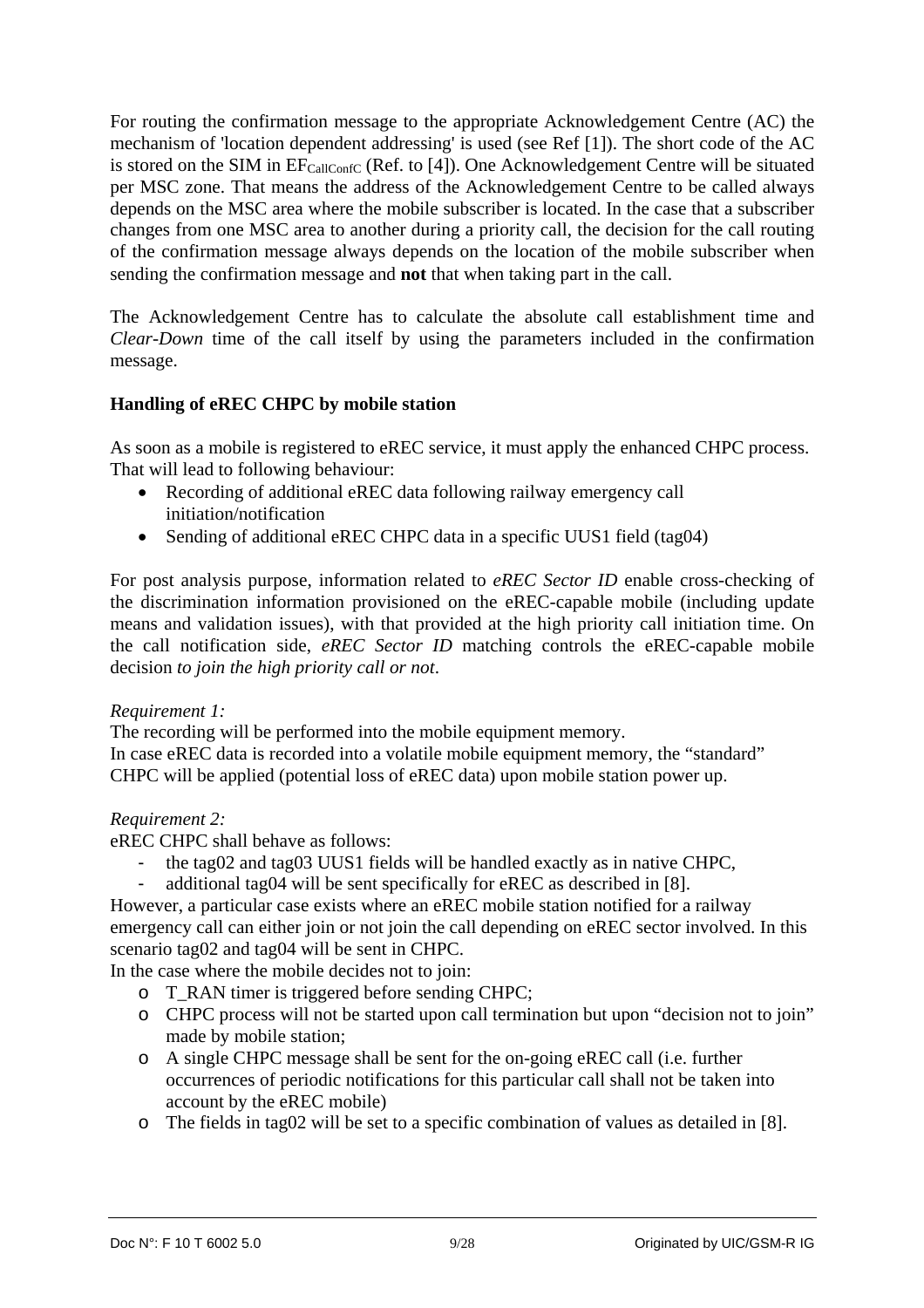For routing the confirmation message to the appropriate Acknowledgement Centre (AC) the mechanism of 'location dependent addressing' is used (see Ref [1]). The short code of the AC is stored on the SIM in $EF_{CallConfC}$ (Ref. to [4]). One Acknowledgement Centre will be situated per MSC zone. That means the address of the Acknowledgement Centre to be called always depends on the MSC area where the mobile subscriber is located. In the case that a subscriber changes from one MSC area to another during a priority call, the decision for the call routing of the confirmation message always depends on the location of the mobile subscriber when sending the confirmation message and **not** that when taking part in the call.

The Acknowledgement Centre has to calculate the absolute call establishment time and *Clear-Down* time of the call itself by using the parameters included in the confirmation message.

**Handling of eREC CHPC by mobile station**

As soon as a mobile is registered to eREC service, it must apply the enhanced CHPC process. That will lead to following behaviour:

- Recording of additional eREC data following railway emergency call initiation/notification
- Sending of additional eREC CHPC data in a specific UUS1 field (tag04)

For post analysis purpose, information related to *eREC Sector ID* enable cross-checking of the discrimination information provisioned on the eREC-capable mobile (including update means and validation issues), with that provided at the high priority call initiation time. On the call notification side, *eREC Sector ID* matching controls the eREC-capable mobile decision *to join the high priority call or not*.

*Requirement 1:*
The recording will be performed into the mobile equipment memory.
In case eREC data is recorded into a volatile mobile equipment memory, the "standard" CHPC will be applied (potential loss of eREC data) upon mobile station power up.

*Requirement 2:*
eREC CHPC shall behave as follows:

- the tag02 and tag03 UUS1 fields will be handled exactly as in native CHPC,
- additional tag04 will be sent specifically for eREC as described in [8].

However, a particular case exists where an eREC mobile station notified for a railway emergency call can either join or not join the call depending on eREC sector involved. In this scenario tag02 and tag04 will be sent in CHPC.
In the case where the mobile decides not to join:

- T_RAN timer is triggered before sending CHPC;
- CHPC process will not be started upon call termination but upon "decision not to join" made by mobile station;
- A single CHPC message shall be sent for the on-going eREC call (i.e. further occurrences of periodic notifications for this particular call shall not be taken into account by the eREC mobile)
- The fields in tag02 will be set to a specific combination of values as detailed in [8].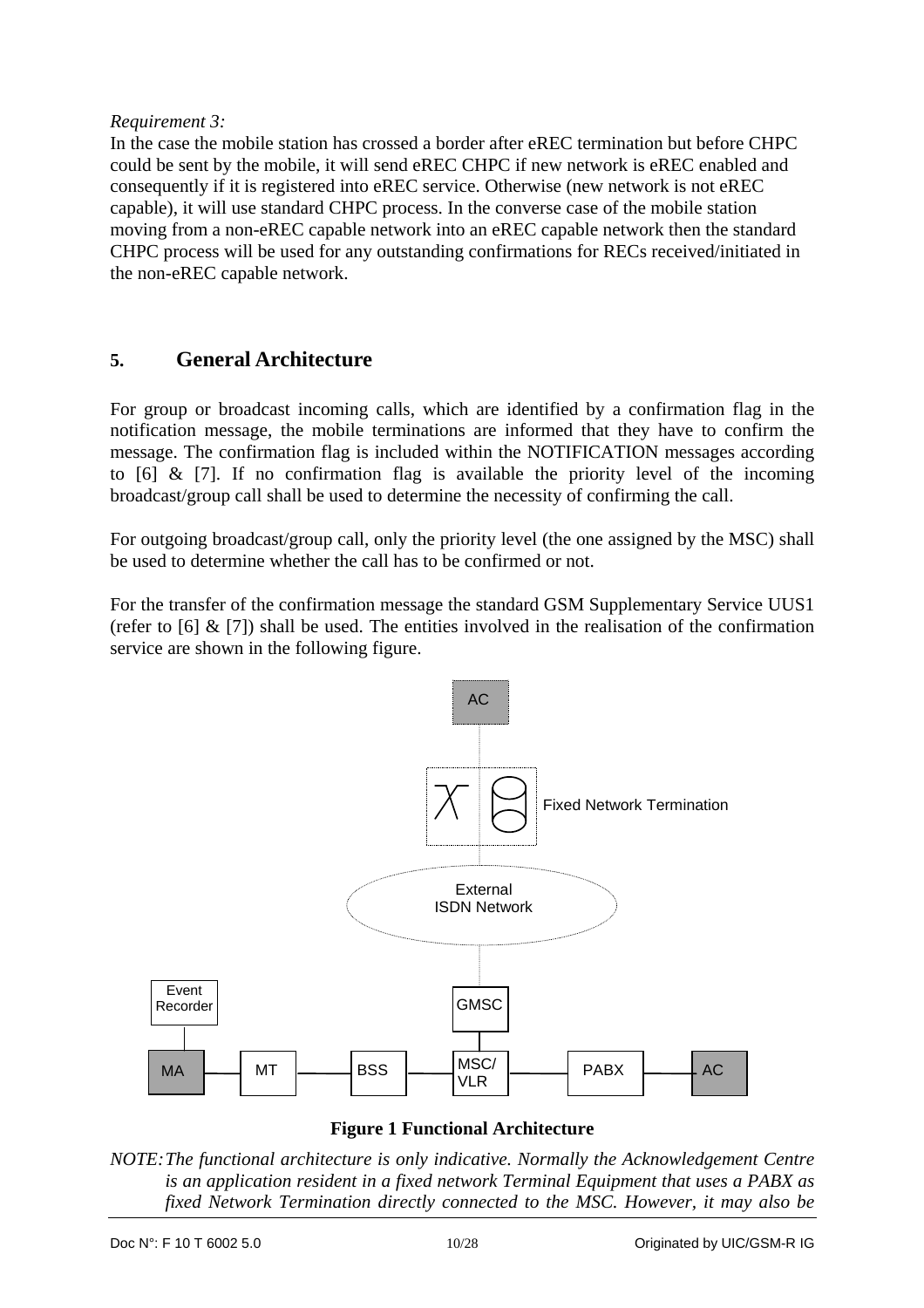*Requirement 3:*

In the case the mobile station has crossed a border after eREC termination but before CHPC could be sent by the mobile, it will send eREC CHPC if new network is eREC enabled and consequently if it is registered into eREC service. Otherwise (new network is not eREC capable), it will use standard CHPC process. In the converse case of the mobile station moving from a non-eREC capable network into an eREC capable network then the standard CHPC process will be used for any outstanding confirmations for RECs received/initiated in the non-eREC capable network.

# 5. General Architecture

For group or broadcast incoming calls, which are identified by a confirmation flag in the notification message, the mobile terminations are informed that they have to confirm the message. The confirmation flag is included within the NOTIFICATION messages according to [6] & [7]. If no confirmation flag is available the priority level of the incoming broadcast/group call shall be used to determine the necessity of confirming the call.

For outgoing broadcast/group call, only the priority level (the one assigned by the MSC) shall be used to determine whether the call has to be confirmed or not.

For the transfer of the confirmation message the standard GSM Supplementary Service UUS1 (refer to [6] & [7]) shall be used. The entities involved in the realisation of the confirmation service are shown in the following figure.

AC

Fixed Network Termination

External ISDN Network

Event Recorder

GMSC

MA — MT — BSS — MSC/VLR — PABX — AC

**Figure 1 Functional Architecture**

*NOTE: The functional architecture is only indicative. Normally the Acknowledgement Centre is an application resident in a fixed network Terminal Equipment that uses a PABX as fixed Network Termination directly connected to the MSC. However, it may also be*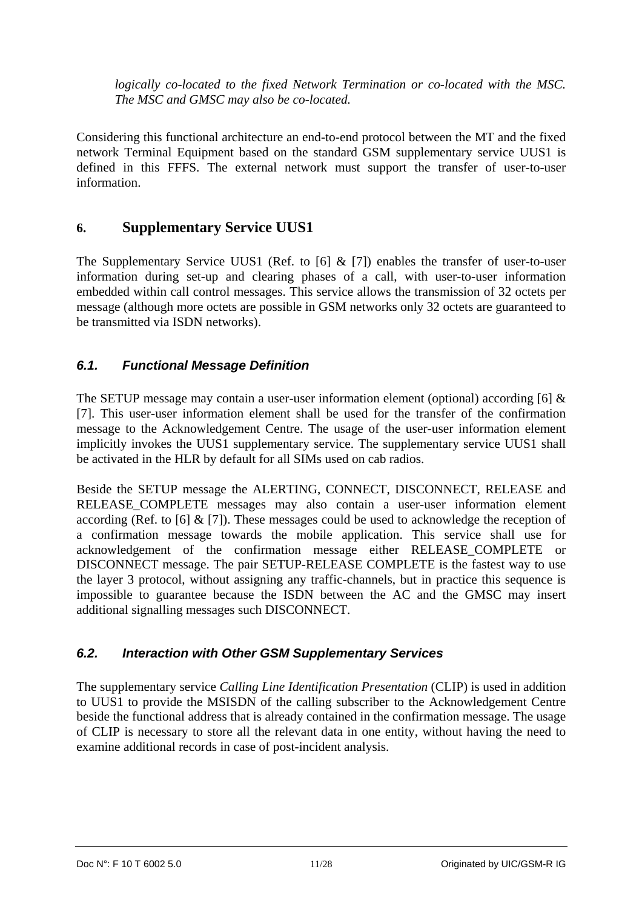*logically co-located to the fixed Network Termination or co-located with the MSC. The MSC and GMSC may also be co-located.*

Considering this functional architecture an end-to-end protocol between the MT and the fixed network Terminal Equipment based on the standard GSM supplementary service UUS1 is defined in this FFFS. The external network must support the transfer of user-to-user information.

## 6. Supplementary Service UUS1

The Supplementary Service UUS1 (Ref. to [6] & [7]) enables the transfer of user-to-user information during set-up and clearing phases of a call, with user-to-user information embedded within call control messages. This service allows the transmission of 32 octets per message (although more octets are possible in GSM networks only 32 octets are guaranteed to be transmitted via ISDN networks).

### *6.1. Functional Message Definition*

The SETUP message may contain a user-user information element (optional) according [6] & [7]. This user-user information element shall be used for the transfer of the confirmation message to the Acknowledgement Centre. The usage of the user-user information element implicitly invokes the UUS1 supplementary service. The supplementary service UUS1 shall be activated in the HLR by default for all SIMs used on cab radios.

Beside the SETUP message the ALERTING, CONNECT, DISCONNECT, RELEASE and RELEASE_COMPLETE messages may also contain a user-user information element according (Ref. to [6] & [7]). These messages could be used to acknowledge the reception of a confirmation message towards the mobile application. This service shall use for acknowledgement of the confirmation message either RELEASE_COMPLETE or DISCONNECT message. The pair SETUP-RELEASE COMPLETE is the fastest way to use the layer 3 protocol, without assigning any traffic-channels, but in practice this sequence is impossible to guarantee because the ISDN between the AC and the GMSC may insert additional signalling messages such DISCONNECT.

### *6.2. Interaction with Other GSM Supplementary Services*

The supplementary service *Calling Line Identification Presentation* (CLIP) is used in addition to UUS1 to provide the MSISDN of the calling subscriber to the Acknowledgement Centre beside the functional address that is already contained in the confirmation message. The usage of CLIP is necessary to store all the relevant data in one entity, without having the need to examine additional records in case of post-incident analysis.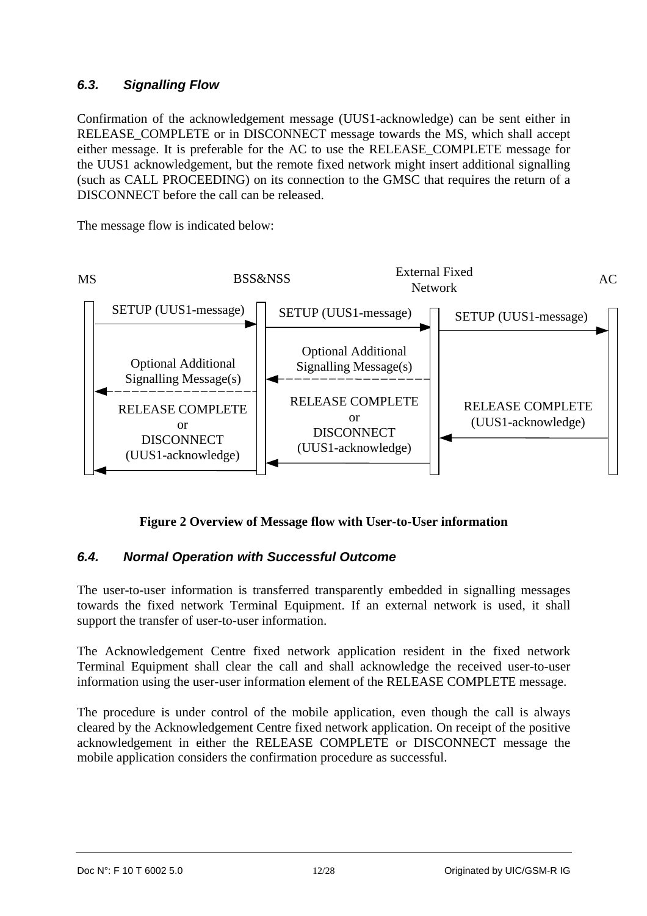### 6.3. Signalling Flow

Confirmation of the acknowledgement message (UUS1-acknowledge) can be sent either in RELEASE_COMPLETE or in DISCONNECT message towards the MS, which shall accept either message. It is preferable for the AC to use the RELEASE_COMPLETE message for the UUS1 acknowledgement, but the remote fixed network might insert additional signalling (such as CALL PROCEEDING) on its connection to the GMSC that requires the return of a DISCONNECT before the call can be released.

The message flow is indicated below:

MS | BSS&NSS | External Fixed Network | AC

- MS → BSS&NSS: SETUP (UUS1-message)
- BSS&NSS → External Fixed Network: SETUP (UUS1-message)
- External Fixed Network → AC: SETUP (UUS1-message)
- External Fixed Network ⇢ BSS&NSS: Optional Additional Signalling Message(s)
- BSS&NSS ⇢ MS: Optional Additional Signalling Message(s)
- AC → External Fixed Network: RELEASE COMPLETE (UUS1-acknowledge)
- External Fixed Network → BSS&NSS: RELEASE COMPLETE or DISCONNECT (UUS1-acknowledge)
- BSS&NSS → MS: RELEASE COMPLETE or DISCONNECT (UUS1-acknowledge)

**Figure 2 Overview of Message flow with User-to-User information**

### 6.4. Normal Operation with Successful Outcome

The user-to-user information is transferred transparently embedded in signalling messages towards the fixed network Terminal Equipment. If an external network is used, it shall support the transfer of user-to-user information.

The Acknowledgement Centre fixed network application resident in the fixed network Terminal Equipment shall clear the call and shall acknowledge the received user-to-user information using the user-user information element of the RELEASE COMPLETE message.

The procedure is under control of the mobile application, even though the call is always cleared by the Acknowledgement Centre fixed network application. On receipt of the positive acknowledgement in either the RELEASE COMPLETE or DISCONNECT message the mobile application considers the confirmation procedure as successful.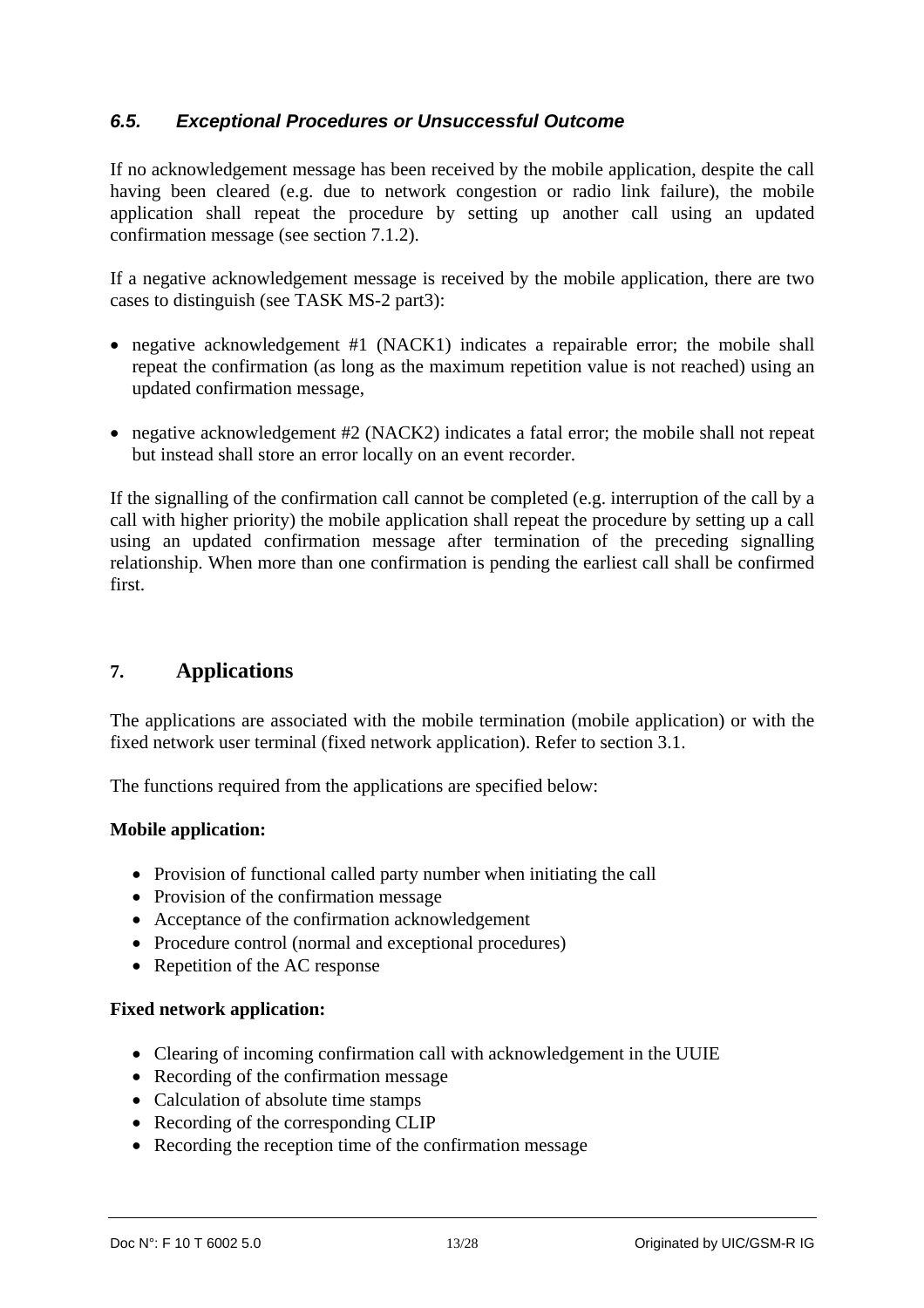### *6.5. Exceptional Procedures or Unsuccessful Outcome*

If no acknowledgement message has been received by the mobile application, despite the call having been cleared (e.g. due to network congestion or radio link failure), the mobile application shall repeat the procedure by setting up another call using an updated confirmation message (see section 7.1.2).

If a negative acknowledgement message is received by the mobile application, there are two cases to distinguish (see TASK MS-2 part3):

- negative acknowledgement #1 (NACK1) indicates a repairable error; the mobile shall repeat the confirmation (as long as the maximum repetition value is not reached) using an updated confirmation message,
- negative acknowledgement #2 (NACK2) indicates a fatal error; the mobile shall not repeat but instead shall store an error locally on an event recorder.

If the signalling of the confirmation call cannot be completed (e.g. interruption of the call by a call with higher priority) the mobile application shall repeat the procedure by setting up a call using an updated confirmation message after termination of the preceding signalling relationship. When more than one confirmation is pending the earliest call shall be confirmed first.

## 7. Applications

The applications are associated with the mobile termination (mobile application) or with the fixed network user terminal (fixed network application). Refer to section 3.1.

The functions required from the applications are specified below:

**Mobile application:**

- Provision of functional called party number when initiating the call
- Provision of the confirmation message
- Acceptance of the confirmation acknowledgement
- Procedure control (normal and exceptional procedures)
- Repetition of the AC response

**Fixed network application:**

- Clearing of incoming confirmation call with acknowledgement in the UUIE
- Recording of the confirmation message
- Calculation of absolute time stamps
- Recording of the corresponding CLIP
- Recording the reception time of the confirmation message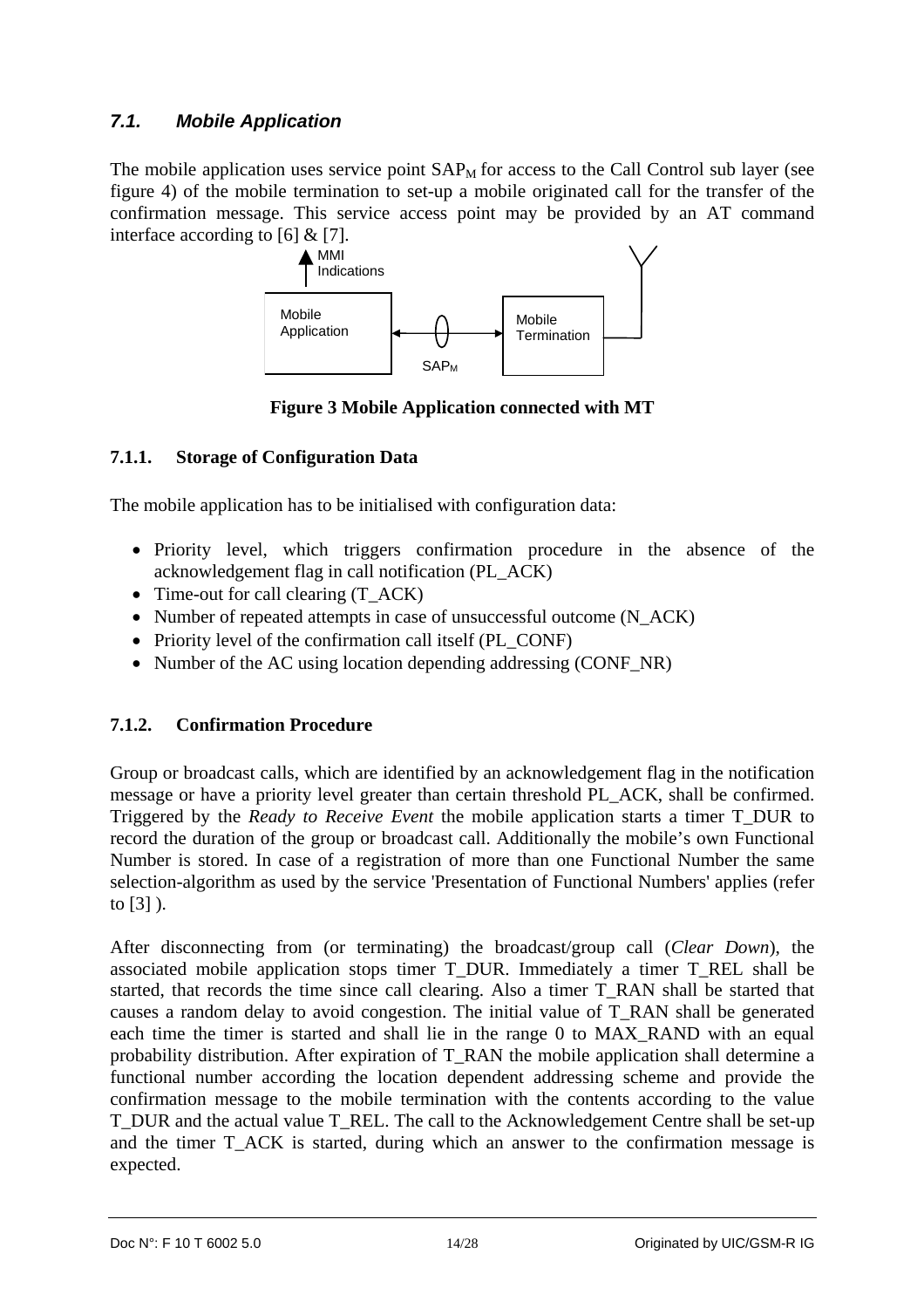## 7.1. *Mobile Application*

The mobile application uses service point $SAP_M$ for access to the Call Control sub layer (see figure 4) of the mobile termination to set-up a mobile originated call for the transfer of the confirmation message. This service access point may be provided by an AT command interface according to [6] & [7].

**Figure 3 Mobile Application connected with MT**

### 7.1.1. Storage of Configuration Data

The mobile application has to be initialised with configuration data:

- Priority level, which triggers confirmation procedure in the absence of the acknowledgement flag in call notification (PL_ACK)
- Time-out for call clearing (T_ACK)
- Number of repeated attempts in case of unsuccessful outcome (N_ACK)
- Priority level of the confirmation call itself (PL_CONF)
- Number of the AC using location depending addressing (CONF_NR)

### 7.1.2. Confirmation Procedure

Group or broadcast calls, which are identified by an acknowledgement flag in the notification message or have a priority level greater than certain threshold PL_ACK, shall be confirmed. Triggered by the *Ready to Receive Event* the mobile application starts a timer T_DUR to record the duration of the group or broadcast call. Additionally the mobile's own Functional Number is stored. In case of a registration of more than one Functional Number the same selection-algorithm as used by the service 'Presentation of Functional Numbers' applies (refer to [3] ).

After disconnecting from (or terminating) the broadcast/group call (*Clear Down*), the associated mobile application stops timer T_DUR. Immediately a timer T_REL shall be started, that records the time since call clearing. Also a timer T_RAN shall be started that causes a random delay to avoid congestion. The initial value of T_RAN shall be generated each time the timer is started and shall lie in the range 0 to MAX_RAND with an equal probability distribution. After expiration of T_RAN the mobile application shall determine a functional number according the location dependent addressing scheme and provide the confirmation message to the mobile termination with the contents according to the value T_DUR and the actual value T_REL. The call to the Acknowledgement Centre shall be set-up and the timer T_ACK is started, during which an answer to the confirmation message is expected.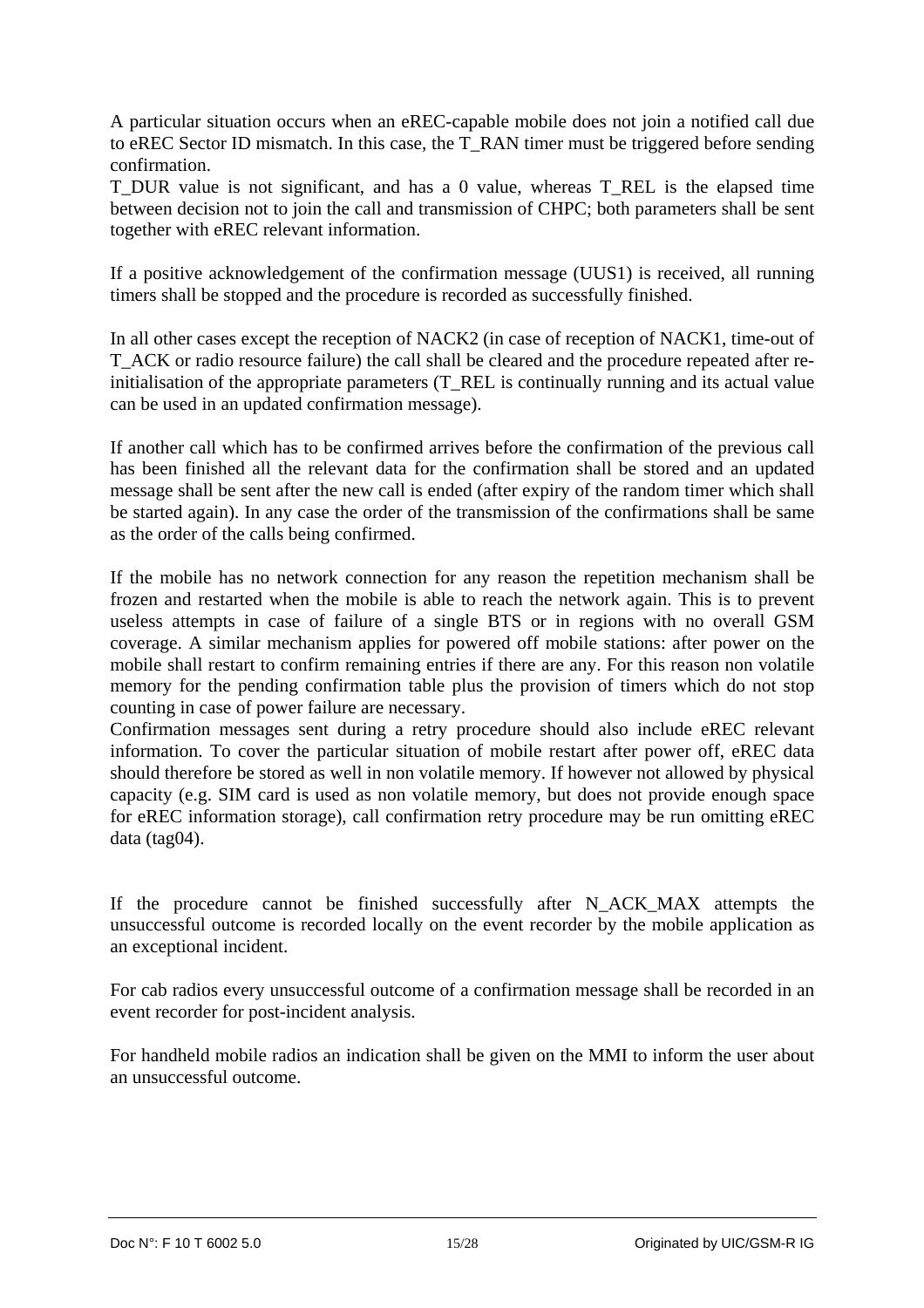A particular situation occurs when an eREC-capable mobile does not join a notified call due to eREC Sector ID mismatch. In this case, the T_RAN timer must be triggered before sending confirmation.
T_DUR value is not significant, and has a 0 value, whereas T_REL is the elapsed time between decision not to join the call and transmission of CHPC; both parameters shall be sent together with eREC relevant information.

If a positive acknowledgement of the confirmation message (UUS1) is received, all running timers shall be stopped and the procedure is recorded as successfully finished.

In all other cases except the reception of NACK2 (in case of reception of NACK1, time-out of T_ACK or radio resource failure) the call shall be cleared and the procedure repeated after re-initialisation of the appropriate parameters (T_REL is continually running and its actual value can be used in an updated confirmation message).

If another call which has to be confirmed arrives before the confirmation of the previous call has been finished all the relevant data for the confirmation shall be stored and an updated message shall be sent after the new call is ended (after expiry of the random timer which shall be started again). In any case the order of the transmission of the confirmations shall be same as the order of the calls being confirmed.

If the mobile has no network connection for any reason the repetition mechanism shall be frozen and restarted when the mobile is able to reach the network again. This is to prevent useless attempts in case of failure of a single BTS or in regions with no overall GSM coverage. A similar mechanism applies for powered off mobile stations: after power on the mobile shall restart to confirm remaining entries if there are any. For this reason non volatile memory for the pending confirmation table plus the provision of timers which do not stop counting in case of power failure are necessary.
Confirmation messages sent during a retry procedure should also include eREC relevant information. To cover the particular situation of mobile restart after power off, eREC data should therefore be stored as well in non volatile memory. If however not allowed by physical capacity (e.g. SIM card is used as non volatile memory, but does not provide enough space for eREC information storage), call confirmation retry procedure may be run omitting eREC data (tag04).

If the procedure cannot be finished successfully after N_ACK_MAX attempts the unsuccessful outcome is recorded locally on the event recorder by the mobile application as an exceptional incident.

For cab radios every unsuccessful outcome of a confirmation message shall be recorded in an event recorder for post-incident analysis.

For handheld mobile radios an indication shall be given on the MMI to inform the user about an unsuccessful outcome.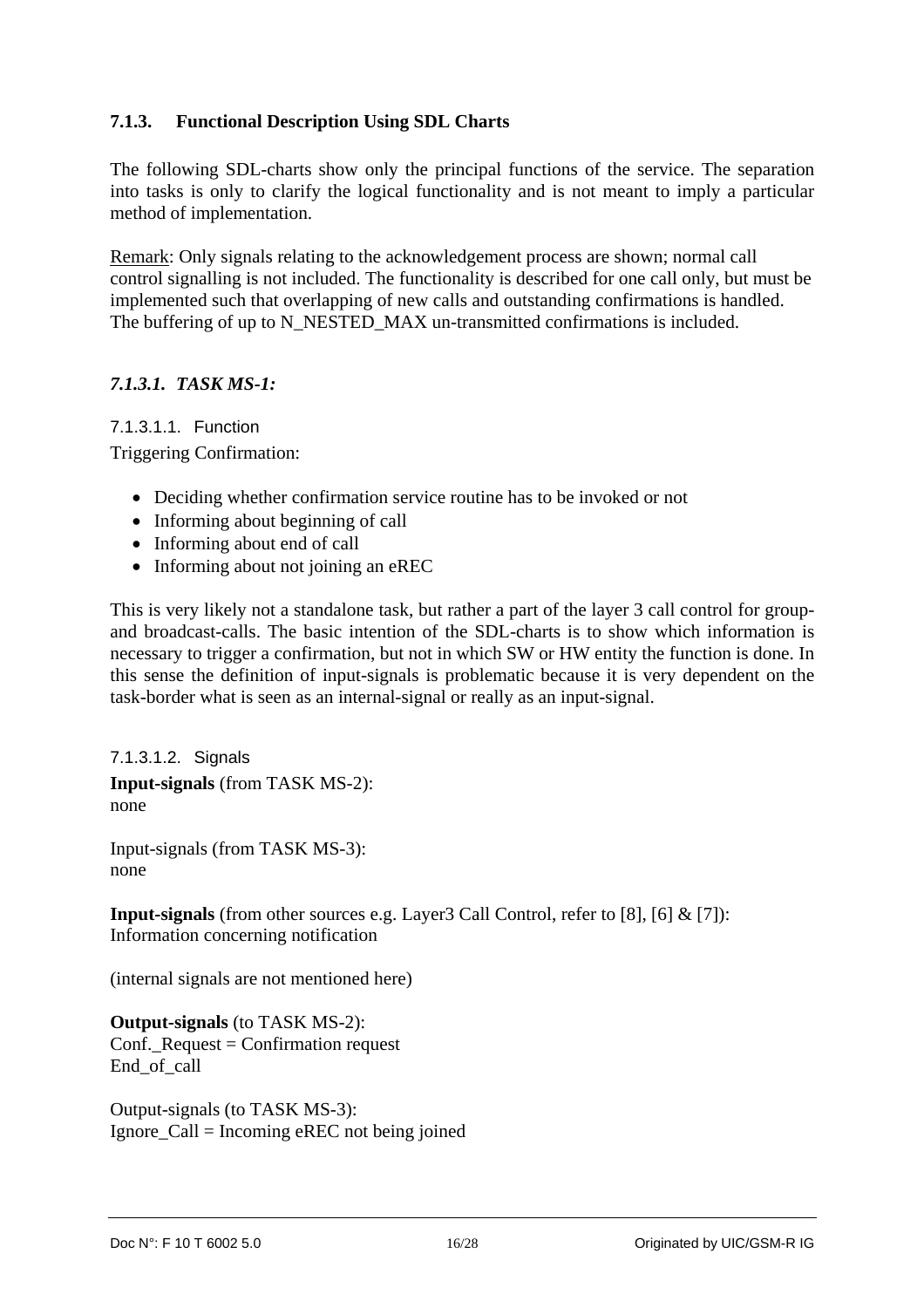### 7.1.3. Functional Description Using SDL Charts

The following SDL-charts show only the principal functions of the service. The separation into tasks is only to clarify the logical functionality and is not meant to imply a particular method of implementation.

Remark: Only signals relating to the acknowledgement process are shown; normal call control signalling is not included. The functionality is described for one call only, but must be implemented such that overlapping of new calls and outstanding confirmations is handled. The buffering of up to N_NESTED_MAX un-transmitted confirmations is included.

#### *7.1.3.1. TASK MS-1:*

##### 7.1.3.1.1. Function

Triggering Confirmation:

- Deciding whether confirmation service routine has to be invoked or not
- Informing about beginning of call
- Informing about end of call
- Informing about not joining an eREC

This is very likely not a standalone task, but rather a part of the layer 3 call control for group- and broadcast-calls. The basic intention of the SDL-charts is to show which information is necessary to trigger a confirmation, but not in which SW or HW entity the function is done. In this sense the definition of input-signals is problematic because it is very dependent on the task-border what is seen as an internal-signal or really as an input-signal.

##### 7.1.3.1.2. Signals

**Input-signals** (from TASK MS-2):
none

Input-signals (from TASK MS-3):
none

**Input-signals** (from other sources e.g. Layer3 Call Control, refer to [8], [6] & [7]):
Information concerning notification

(internal signals are not mentioned here)

**Output-signals** (to TASK MS-2):
Conf._Request = Confirmation request
End_of_call

Output-signals (to TASK MS-3):
Ignore_Call = Incoming eREC not being joined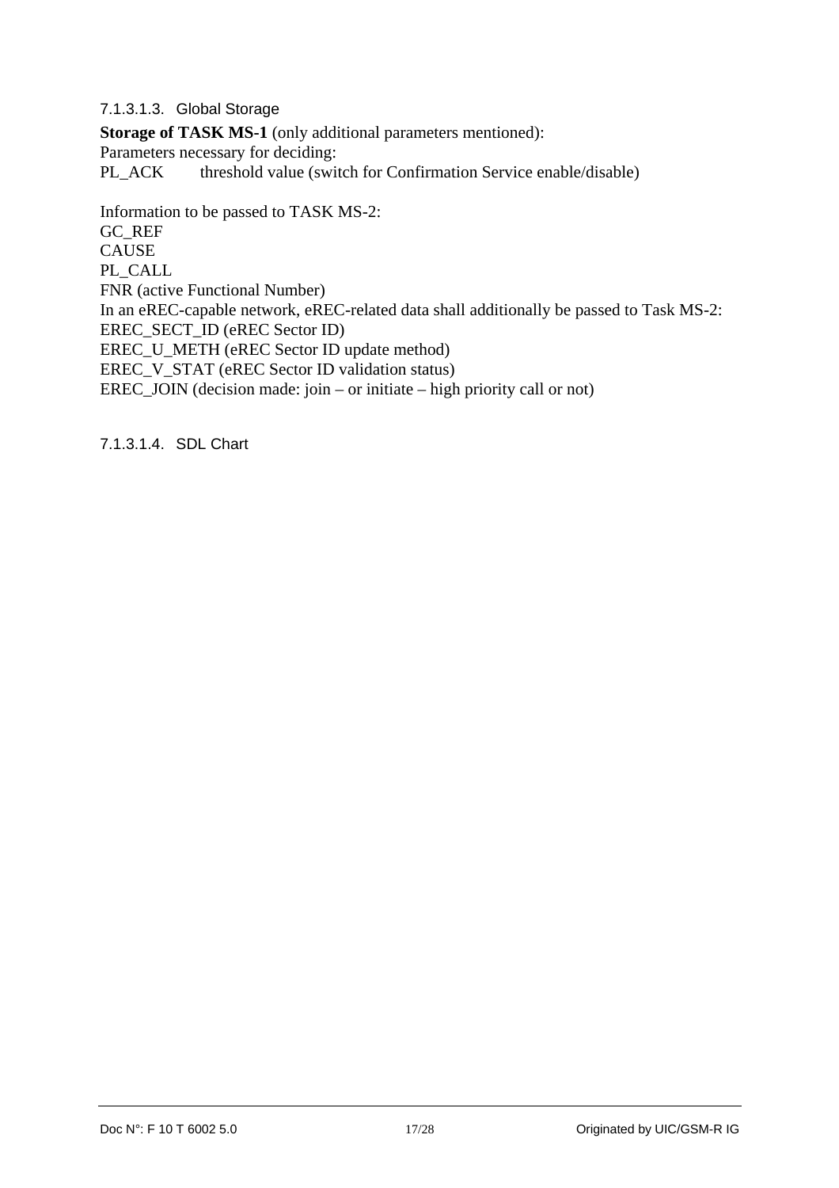#### 7.1.3.1.3. Global Storage

**Storage of TASK MS-1** (only additional parameters mentioned):
Parameters necessary for deciding:
PL_ACK    threshold value (switch for Confirmation Service enable/disable)

Information to be passed to TASK MS-2:
GC_REF
CAUSE
PL_CALL
FNR (active Functional Number)
In an eREC-capable network, eREC-related data shall additionally be passed to Task MS-2:
EREC_SECT_ID (eREC Sector ID)
EREC_U_METH (eREC Sector ID update method)
EREC_V_STAT (eREC Sector ID validation status)
EREC_JOIN (decision made: join – or initiate – high priority call or not)

#### 7.1.3.1.4. SDL Chart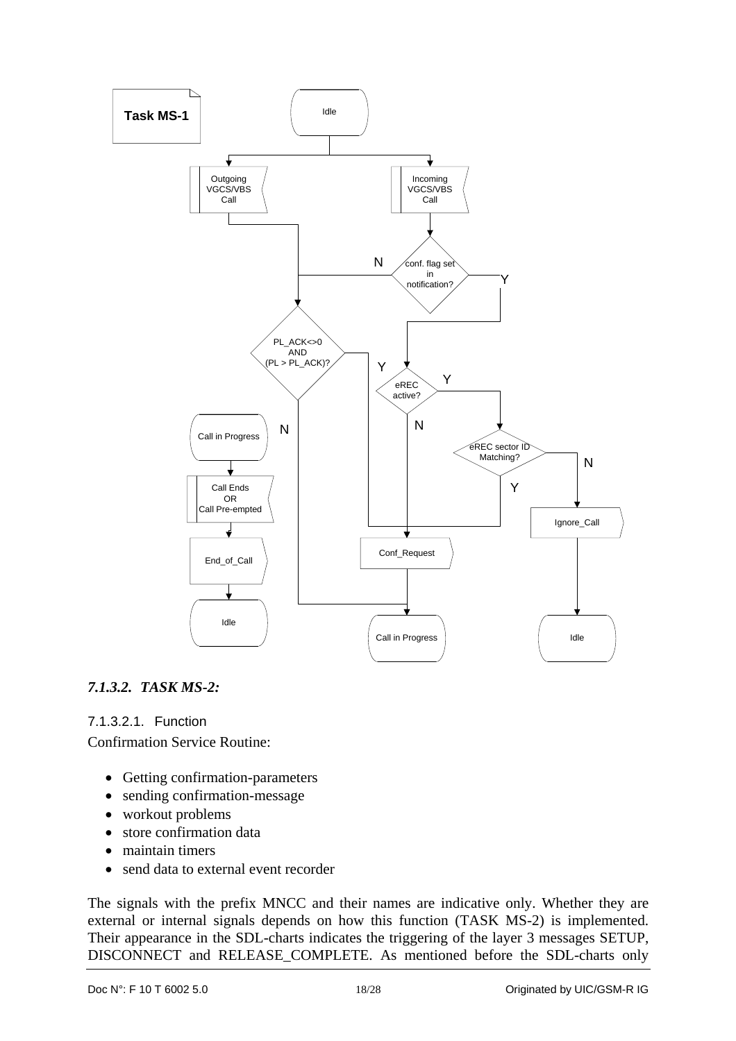**Task MS-1**

Idle

Outgoing VGCS/VBS Call

Incoming VGCS/VBS Call

conf. flag set in notification?

N

Y

PL_ACK<>0 AND (PL > PL_ACK)?

Y

eREC active?

Y

N

N

eREC sector ID Matching?

N

Y

Call in Progress

Call Ends OR Call Pre-empted

End_of_Call

Idle

Ignore_Call

Conf_Request

Call in Progress

Idle

### *7.1.3.2. TASK MS-2:*

#### 7.1.3.2.1. Function

Confirmation Service Routine:

- Getting confirmation-parameters
- sending confirmation-message
- workout problems
- store confirmation data
- maintain timers
- send data to external event recorder

The signals with the prefix MNCC and their names are indicative only. Whether they are external or internal signals depends on how this function (TASK MS-2) is implemented. Their appearance in the SDL-charts indicates the triggering of the layer 3 messages SETUP, DISCONNECT and RELEASE_COMPLETE. As mentioned before the SDL-charts only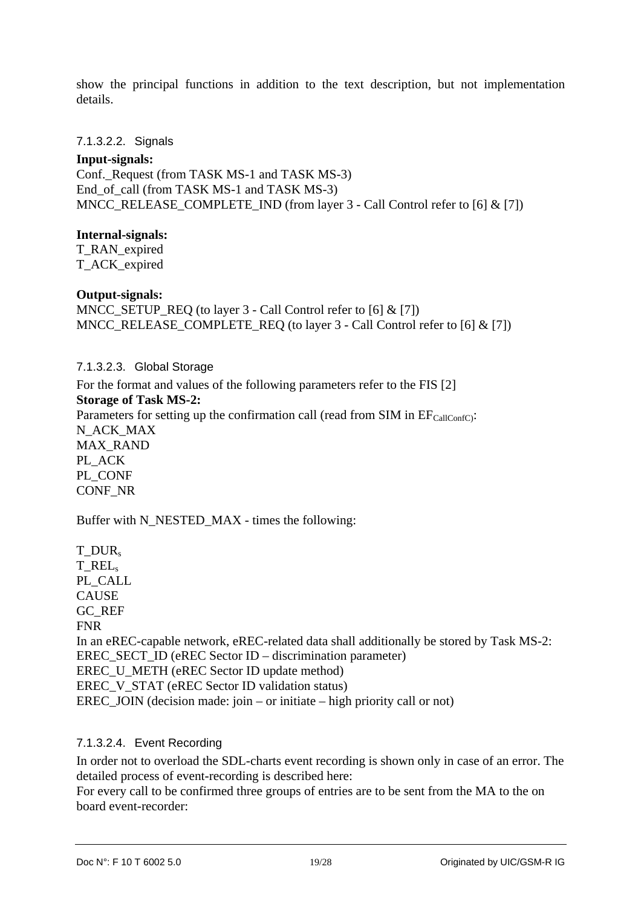show the principal functions in addition to the text description, but not implementation details.

#### 7.1.3.2.2. Signals

**Input-signals:**

Conf._Request (from TASK MS-1 and TASK MS-3)
End_of_call (from TASK MS-1 and TASK MS-3)
MNCC_RELEASE_COMPLETE_IND (from layer 3 - Call Control refer to [6] & [7])

**Internal-signals:**

T_RAN_expired
T_ACK_expired

**Output-signals:**

MNCC_SETUP_REQ (to layer 3 - Call Control refer to [6] & [7])
MNCC_RELEASE_COMPLETE_REQ (to layer 3 - Call Control refer to [6] & [7])

#### 7.1.3.2.3. Global Storage

For the format and values of the following parameters refer to the FIS [2]

**Storage of Task MS-2:**

Parameters for setting up the confirmation call (read from SIM in $EF_{CallConfC)}$:
N_ACK_MAX
MAX_RAND
PL_ACK
PL_CONF
CONF_NR

Buffer with N_NESTED_MAX - times the following:

$T\_DUR_s$
$T\_REL_s$
PL_CALL
CAUSE
GC_REF
FNR
In an eREC-capable network, eREC-related data shall additionally be stored by Task MS-2:
EREC_SECT_ID (eREC Sector ID – discrimination parameter)
EREC_U_METH (eREC Sector ID update method)
EREC_V_STAT (eREC Sector ID validation status)
EREC_JOIN (decision made: join – or initiate – high priority call or not)

#### 7.1.3.2.4. Event Recording

In order not to overload the SDL-charts event recording is shown only in case of an error. The detailed process of event-recording is described here:
For every call to be confirmed three groups of entries are to be sent from the MA to the on board event-recorder: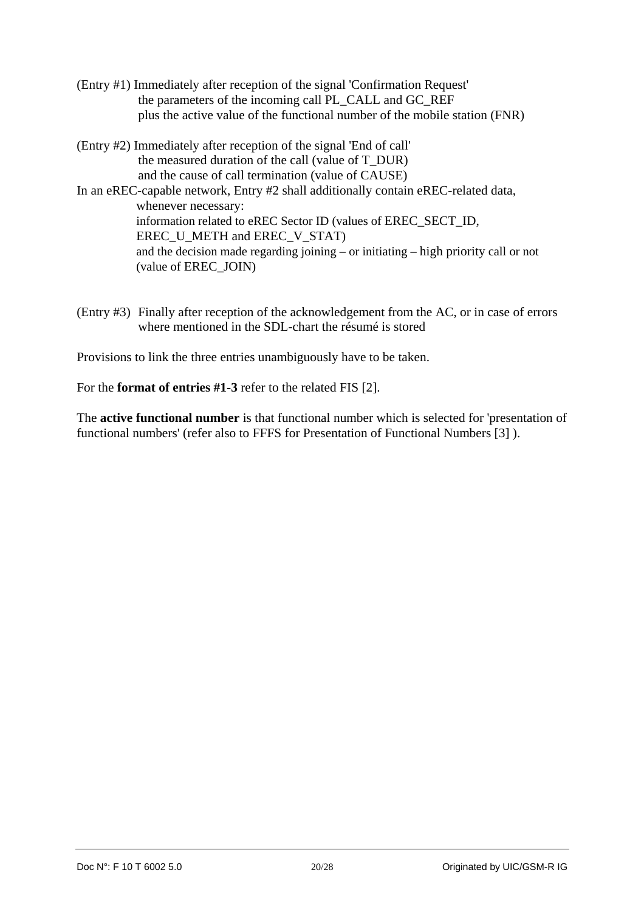(Entry #1) Immediately after reception of the signal 'Confirmation Request'
the parameters of the incoming call PL_CALL and GC_REF
plus the active value of the functional number of the mobile station (FNR)

(Entry #2) Immediately after reception of the signal 'End of call'
the measured duration of the call (value of T_DUR)
and the cause of call termination (value of CAUSE)

In an eREC-capable network, Entry #2 shall additionally contain eREC-related data, whenever necessary:
information related to eREC Sector ID (values of EREC_SECT_ID, EREC_U_METH and EREC_V_STAT)
and the decision made regarding joining – or initiating – high priority call or not (value of EREC_JOIN)

(Entry #3) Finally after reception of the acknowledgement from the AC, or in case of errors where mentioned in the SDL-chart the résumé is stored

Provisions to link the three entries unambiguously have to be taken.

For the **format of entries #1-3** refer to the related FIS [2].

The **active functional number** is that functional number which is selected for 'presentation of functional numbers' (refer also to FFFS for Presentation of Functional Numbers [3] ).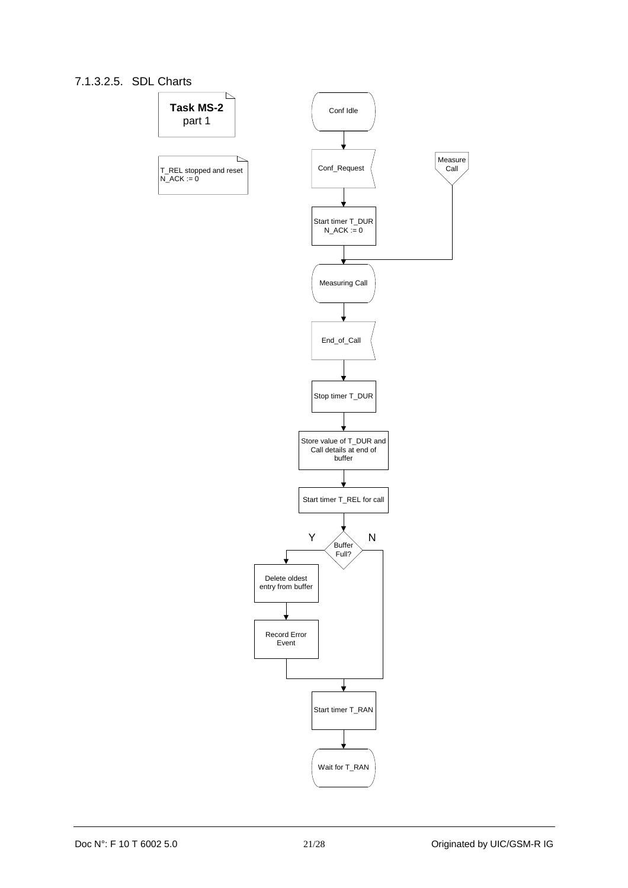#### 7.1.3.2.5. SDL Charts

**Task MS-2**
part 1

T_REL stopped and reset
N_ACK := 0

Conf Idle

Conf_Request

Measure Call

Start timer T_DUR
N_ACK := 0

Measuring Call

End_of_Call

Stop timer T_DUR

Store value of T_DUR and Call details at end of buffer

Start timer T_REL for call

Buffer Full?

Y

N

Delete oldest entry from buffer

Record Error Event

Start timer T_RAN

Wait for T_RAN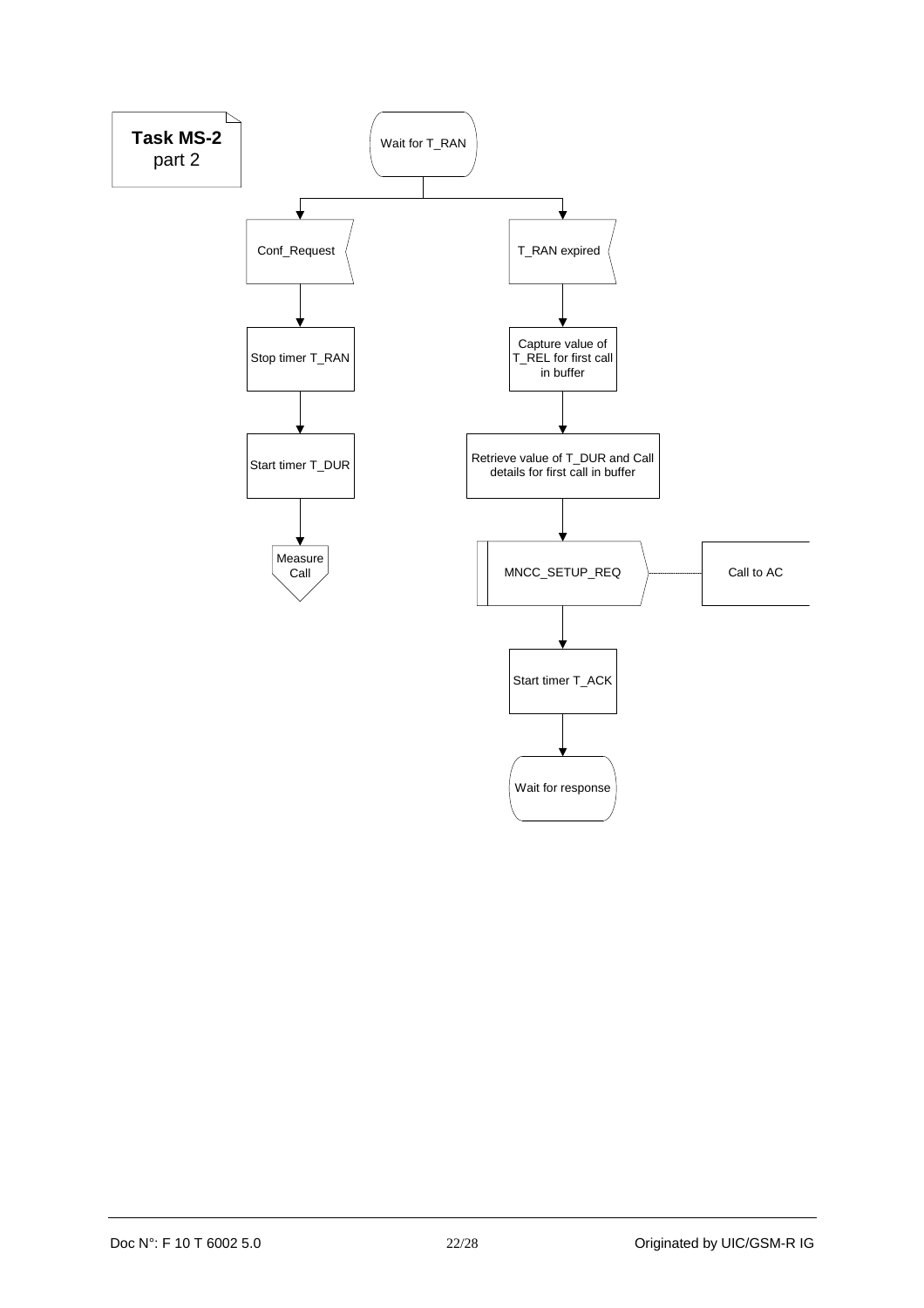**Task MS-2**
part 2

Wait for T_RAN

Conf_Request

Stop timer T_RAN

Start timer T_DUR

Measure Call

T_RAN expired

Capture value of T_REL for first call in buffer

Retrieve value of T_DUR and Call details for first call in buffer

MNCC_SETUP_REQ

Call to AC

Start timer T_ACK

Wait for response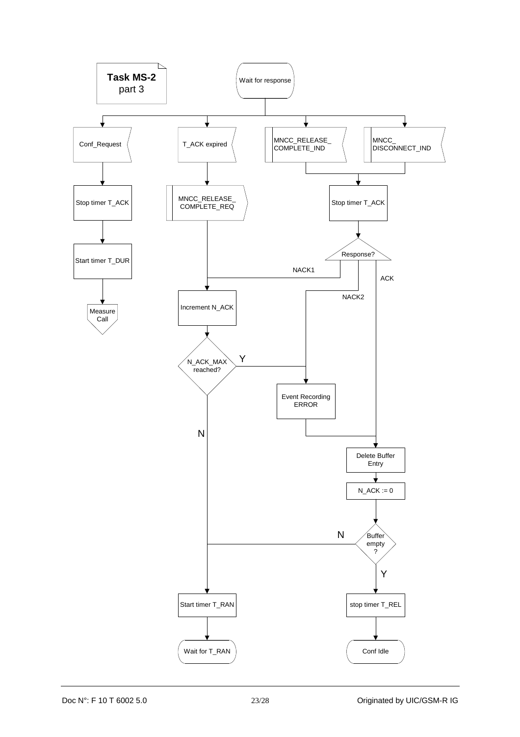**Task MS-2**
part 3

Wait for response

Conf_Request

T_ACK expired

MNCC_RELEASE_COMPLETE_IND

MNCC_DISCONNECT_IND

Stop timer T_ACK

MNCC_RELEASE_COMPLETE_REQ

Stop timer T_ACK

Start timer T_DUR

Response?

NACK1

ACK

Measure Call

Increment N_ACK

NACK2

N_ACK_MAX reached?

Y

Event Recording ERROR

N

Delete Buffer Entry

N_ACK := 0

N

Buffer empty ?

Y

Start timer T_RAN

stop timer T_REL

Wait for T_RAN

Conf Idle

Doc N°: F 10 T 6002 5.0

Originated by UIC/GSM-R IG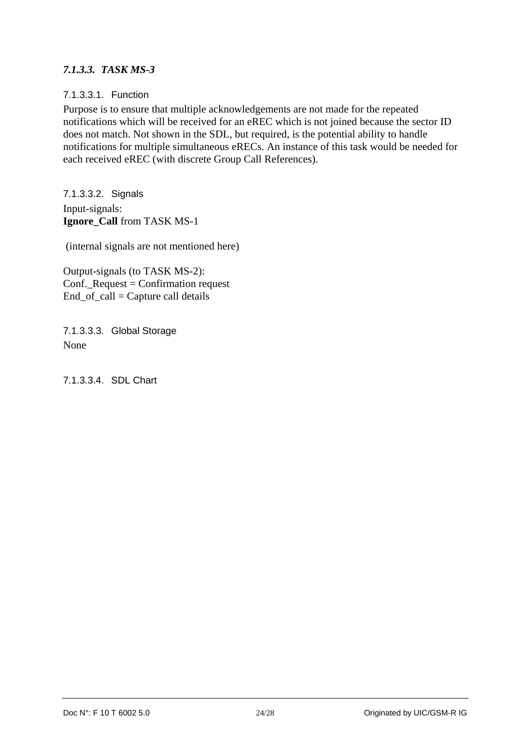### *7.1.3.3. TASK MS-3*

#### 7.1.3.3.1. Function

Purpose is to ensure that multiple acknowledgements are not made for the repeated notifications which will be received for an eREC which is not joined because the sector ID does not match. Not shown in the SDL, but required, is the potential ability to handle notifications for multiple simultaneous eRECs. An instance of this task would be needed for each received eREC (with discrete Group Call References).

#### 7.1.3.3.2. Signals

Input-signals:
**Ignore_Call** from TASK MS-1

(internal signals are not mentioned here)

Output-signals (to TASK MS-2):
Conf._Request = Confirmation request
End_of_call = Capture call details

#### 7.1.3.3.3. Global Storage

None

#### 7.1.3.3.4. SDL Chart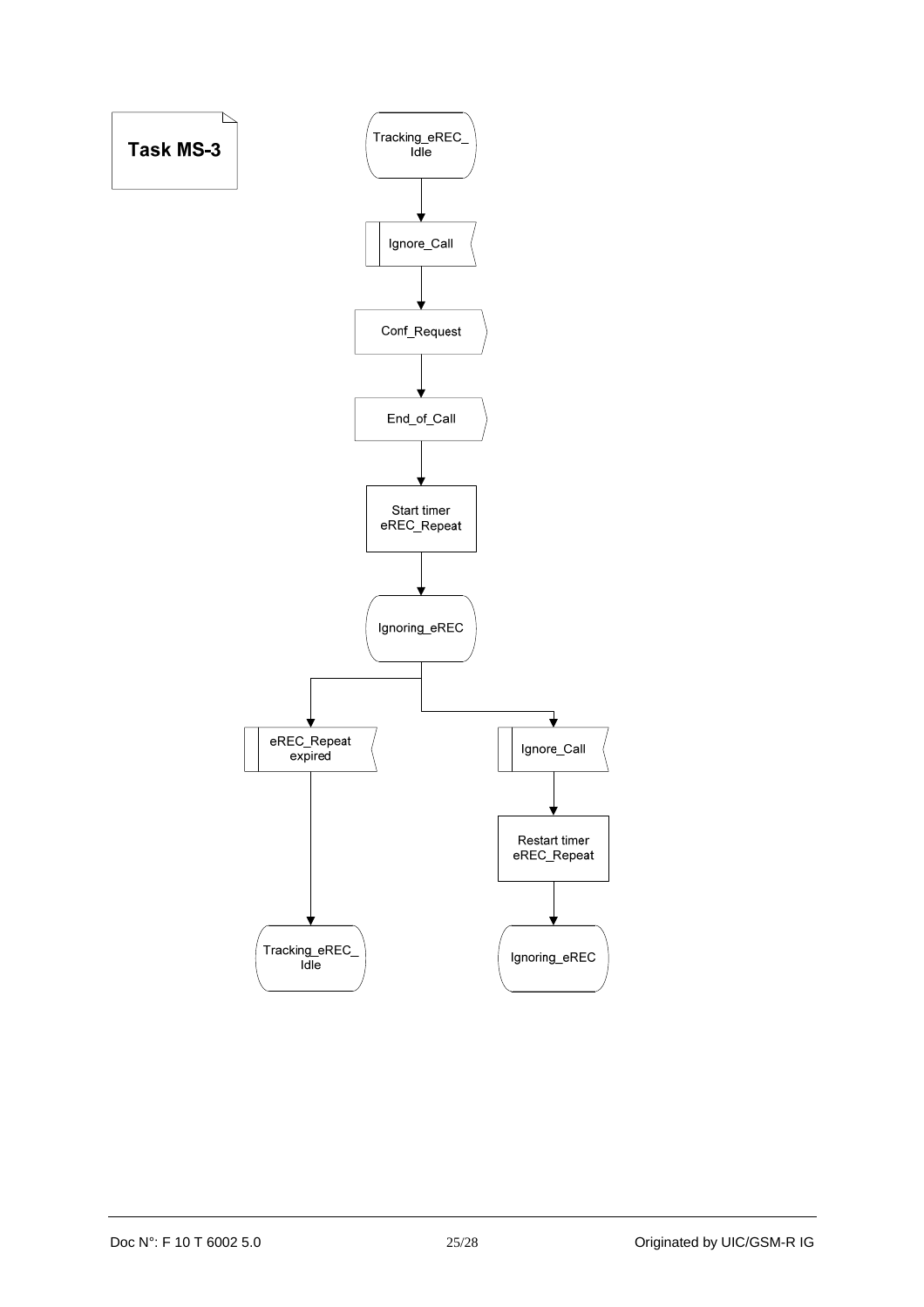**Task MS-3**

Tracking_eREC_Idle

Ignore_Call

Conf_Request

End_of_Call

Start timer eREC_Repeat

Ignoring_eREC

eREC_Repeat expired

Tracking_eREC_Idle

Ignore_Call

Restart timer eREC_Repeat

Ignoring_eREC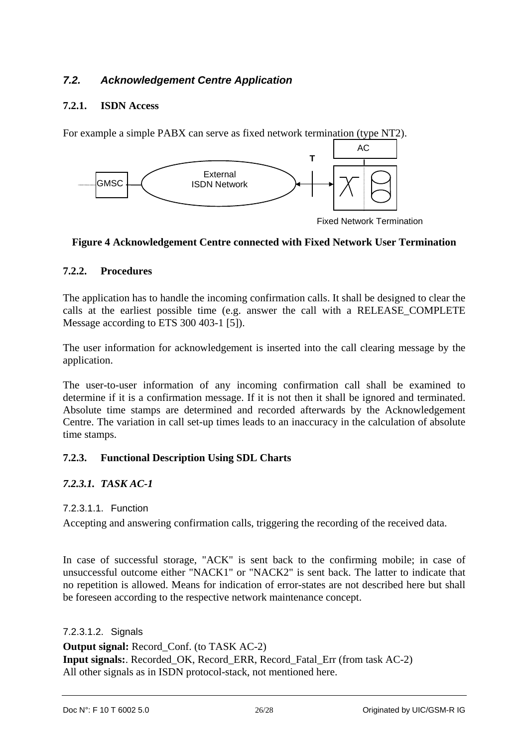## *7.2. Acknowledgement Centre Application*

### 7.2.1. ISDN Access

For example a simple PABX can serve as fixed network termination (type NT2).

AC

T

GMSC

External ISDN Network

Fixed Network Termination

**Figure 4 Acknowledgement Centre connected with Fixed Network User Termination**

### 7.2.2. Procedures

The application has to handle the incoming confirmation calls. It shall be designed to clear the calls at the earliest possible time (e.g. answer the call with a RELEASE_COMPLETE Message according to ETS 300 403-1 [5]).

The user information for acknowledgement is inserted into the call clearing message by the application.

The user-to-user information of any incoming confirmation call shall be examined to determine if it is a confirmation message. If it is not then it shall be ignored and terminated. Absolute time stamps are determined and recorded afterwards by the Acknowledgement Centre. The variation in call set-up times leads to an inaccuracy in the calculation of absolute time stamps.

### 7.2.3. Functional Description Using SDL Charts

#### *7.2.3.1. TASK AC-1*

##### 7.2.3.1.1. Function

Accepting and answering confirmation calls, triggering the recording of the received data.

In case of successful storage, "ACK" is sent back to the confirming mobile; in case of unsuccessful outcome either "NACK1" or "NACK2" is sent back. The latter to indicate that no repetition is allowed. Means for indication of error-states are not described here but shall be foreseen according to the respective network maintenance concept.

##### 7.2.3.1.2. Signals

**Output signal:** Record_Conf. (to TASK AC-2)
**Input signals:**. Recorded_OK, Record_ERR, Record_Fatal_Err (from task AC-2)
All other signals as in ISDN protocol-stack, not mentioned here.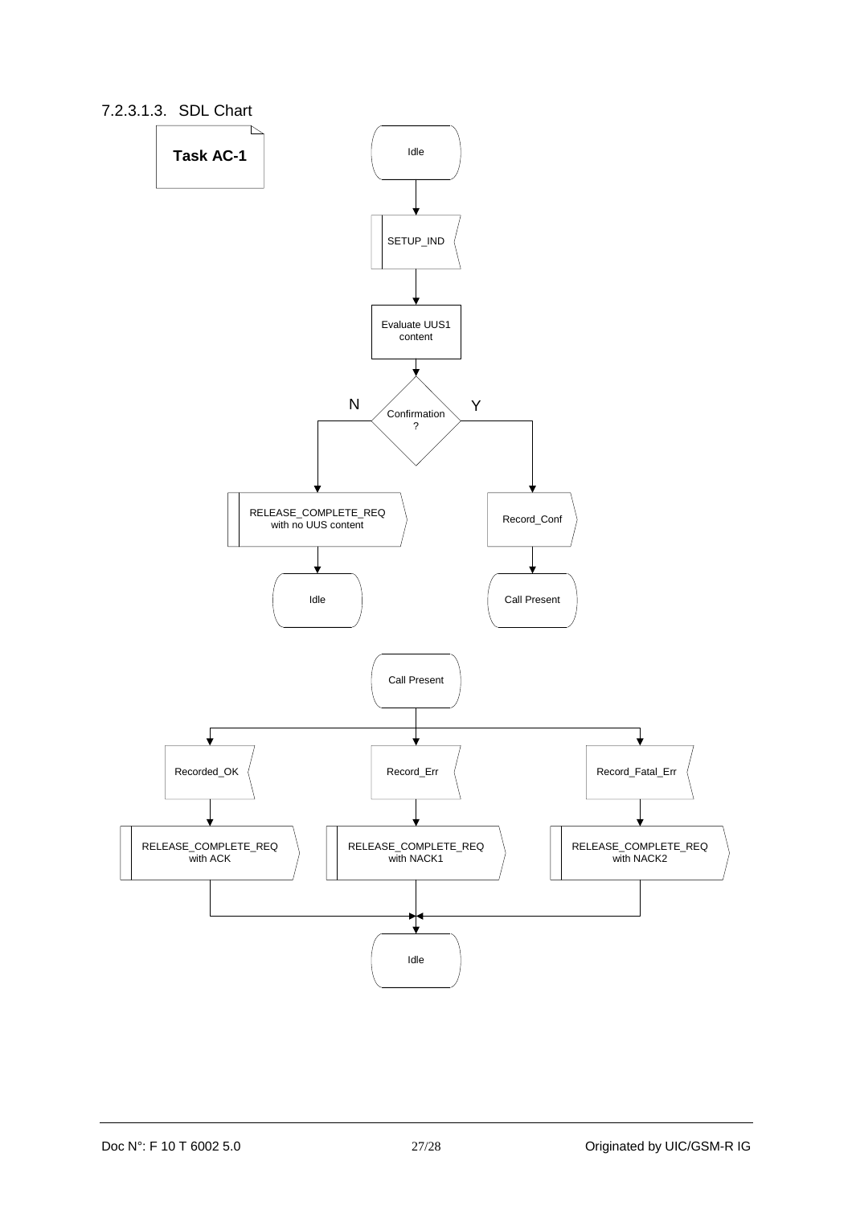#### 7.2.3.1.3. SDL Chart

**Task AC-1**

Idle

SETUP_IND

Evaluate UUS1 content

Confirmation ?

N

Y

RELEASE_COMPLETE_REQ with no UUS content

Idle

Record_Conf

Call Present

Call Present

Recorded_OK

Record_Err

Record_Fatal_Err

RELEASE_COMPLETE_REQ with ACK

RELEASE_COMPLETE_REQ with NACK1

RELEASE_COMPLETE_REQ with NACK2

Idle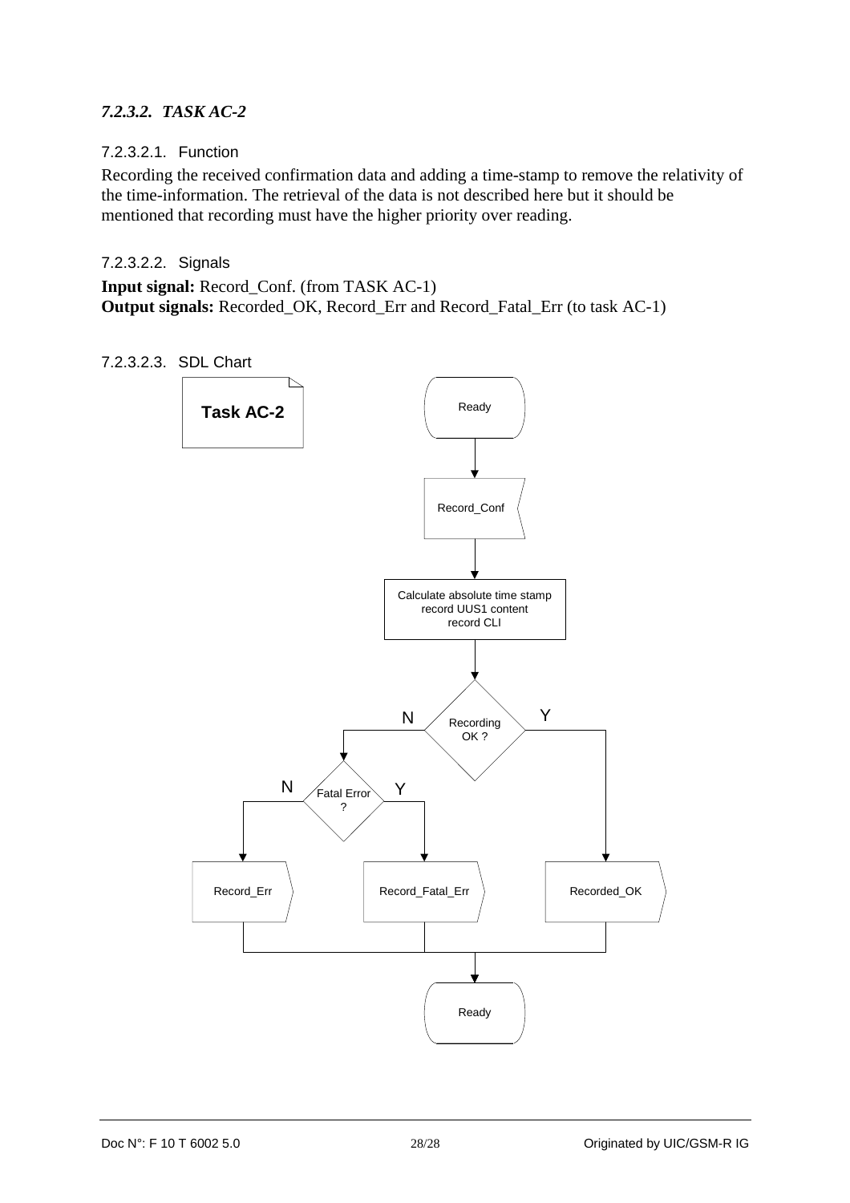### *7.2.3.2. TASK AC-2*

#### 7.2.3.2.1. Function

Recording the received confirmation data and adding a time-stamp to remove the relativity of the time-information. The retrieval of the data is not described here but it should be mentioned that recording must have the higher priority over reading.

#### 7.2.3.2.2. Signals

**Input signal:** Record_Conf. (from TASK AC-1)
**Output signals:** Recorded_OK, Record_Err and Record_Fatal_Err (to task AC-1)

#### 7.2.3.2.3. SDL Chart

Task AC-2

Ready

Record_Conf

Calculate absolute time stamp
record UUS1 content
record CLI

Recording OK ?

N

Y

Fatal Error ?

N

Y

Record_Err

Record_Fatal_Err

Recorded_OK

Ready